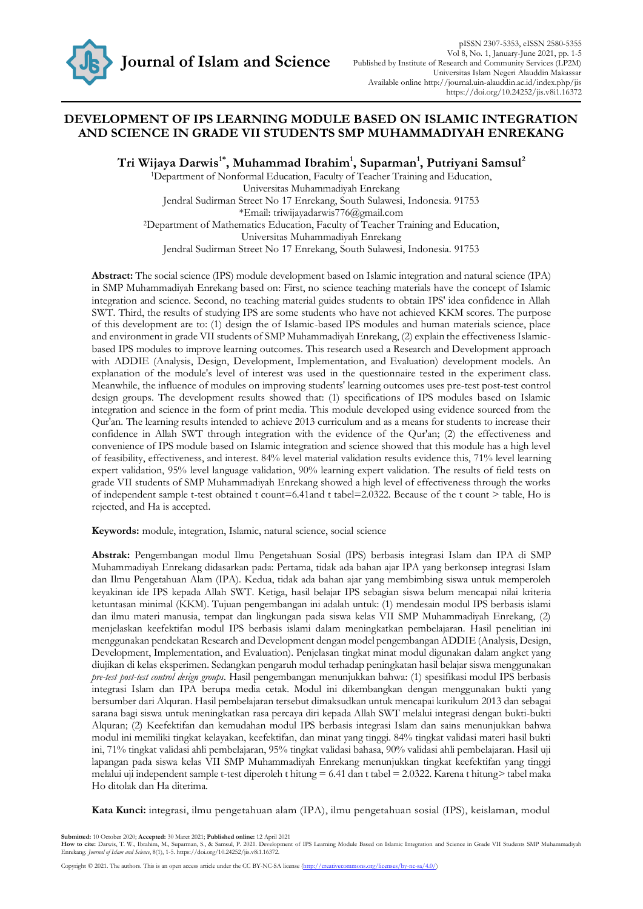# DEVELOPMENT OF IPS LEARNING MODULE BASED ON ISLAMIC INTEGRATION AND SCIENCE IN GRADE VII STUDENTS SMP MUHAMMADIYAH ENREKANG

**Tri Wijaya Darwis[1*], Muhammad Ibrahim[1], Suparman[1], Putriyani Samsul[2]**

[1]Department of Nonformal Education, Faculty of Teacher Training and Education,
Universitas Muhammadiyah Enrekang
Jendral Sudirman Street No 17 Enrekang, South Sulawesi, Indonesia. 91753
*Email: triwijayadarwis776@gmail.com
[2]Department of Mathematics Education, Faculty of Teacher Training and Education,
Universitas Muhammadiyah Enrekang
Jendral Sudirman Street No 17 Enrekang, South Sulawesi, Indonesia. 91753

**Abstract:** The social science (IPS) module development based on Islamic integration and natural science (IPA) in SMP Muhammadiyah Enrekang based on: First, no science teaching materials have the concept of Islamic integration and science. Second, no teaching material guides students to obtain IPS' idea confidence in Allah SWT. Third, the results of studying IPS are some students who have not achieved KKM scores. The purpose of this development are to: (1) design the of Islamic-based IPS modules and human materials science, place and environment in grade VII students of SMP Muhammadiyah Enrekang, (2) explain the effectiveness Islamic-based IPS modules to improve learning outcomes. This research used a Research and Development approach with ADDIE (Analysis, Design, Development, Implementation, and Evaluation) development models. An explanation of the module's level of interest was used in the questionnaire tested in the experiment class. Meanwhile, the influence of modules on improving students' learning outcomes uses pre-test post-test control design groups. The development results showed that: (1) specifications of IPS modules based on Islamic integration and science in the form of print media. This module developed using evidence sourced from the Qur'an. The learning results intended to achieve 2013 curriculum and as a means for students to increase their confidence in Allah SWT through integration with the evidence of the Qur'an; (2) the effectiveness and convenience of IPS module based on Islamic integration and science showed that this module has a high level of feasibility, effectiveness, and interest. 84% level material validation results evidence this, 71% level learning expert validation, 95% level language validation, 90% learning expert validation. The results of field tests on grade VII students of SMP Muhammadiyah Enrekang showed a high level of effectiveness through the works of independent sample t-test obtained t count=6.41and t tabel=2.0322. Because of the t count > table, Ho is rejected, and Ha is accepted.

**Keywords:** module, integration, Islamic, natural science, social science

**Abstrak:** Pengembangan modul Ilmu Pengetahuan Sosial (IPS) berbasis integrasi Islam dan IPA di SMP Muhammadiyah Enrekang didasarkan pada: Pertama, tidak ada bahan ajar IPA yang berkonsep integrasi Islam dan Ilmu Pengetahuan Alam (IPA). Kedua, tidak ada bahan ajar yang membimbing siswa untuk memperoleh keyakinan ide IPS kepada Allah SWT. Ketiga, hasil belajar IPS sebagian siswa belum mencapai nilai kriteria ketuntasan minimal (KKM). Tujuan pengembangan ini adalah untuk: (1) mendesain modul IPS berbasis islami dan ilmu materi manusia, tempat dan lingkungan pada siswa kelas VII SMP Muhammadiyah Enrekang, (2) menjelaskan keefektifan modul IPS berbasis islami dalam meningkatkan pembelajaran. Hasil penelitian ini menggunakan pendekatan Research and Development dengan model pengembangan ADDIE (Analysis, Design, Development, Implementation, and Evaluation). Penjelasan tingkat minat modul digunakan dalam angket yang diujikan di kelas eksperimen. Sedangkan pengaruh modul terhadap peningkatan hasil belajar siswa menggunakan *pre-test post-test control design groups*. Hasil pengembangan menunjukkan bahwa: (1) spesifikasi modul IPS berbasis integrasi Islam dan IPA berupa media cetak. Modul ini dikembangkan dengan menggunakan bukti yang bersumber dari Alquran. Hasil pembelajaran tersebut dimaksudkan untuk mencapai kurikulum 2013 dan sebagai sarana bagi siswa untuk meningkatkan rasa percaya diri kepada Allah SWT melalui integrasi dengan bukti-bukti Alquran; (2) Keefektifan dan kemudahan modul IPS berbasis integrasi Islam dan sains menunjukkan bahwa modul ini memiliki tingkat kelayakan, keefektifan, dan minat yang tinggi. 84% tingkat validasi materi hasil bukti ini, 71% tingkat validasi ahli pembelajaran, 95% tingkat validasi bahasa, 90% validasi ahli pembelajaran. Hasil uji lapangan pada siswa kelas VII SMP Muhammadiyah Enrekang menunjukkan tingkat keefektifan yang tinggi melalui uji independent sample t-test diperoleh t hitung = 6.41 dan t tabel = 2.0322. Karena t hitung> tabel maka Ho ditolak dan Ha diterima.

**Kata Kunci:** integrasi, ilmu pengetahuan alam (IPA), ilmu pengetahuan sosial (IPS), keislaman, modul

**Submitted:** 10 October 2020; **Accepted:** 30 Maret 2021; **Published online:** 12 April 2021
**How to cite:** Darwis, T. W., Ibrahim, M., Suparman, S., & Samsul, P. 2021. Development of IPS Learning Module Based on Islamic Integration and Science in Grade VII Students SMP Muhammadiyah Enrekang. *Journal of Islam and Science*, 8(1), 1-5. https://doi.org/10.24252/jis.v8i1.16372.

Copyright © 2021. The authors. This is an open access article under the CC BY-NC-SA license (http://creativecommons.org/licenses/by-nc-sa/4.0/)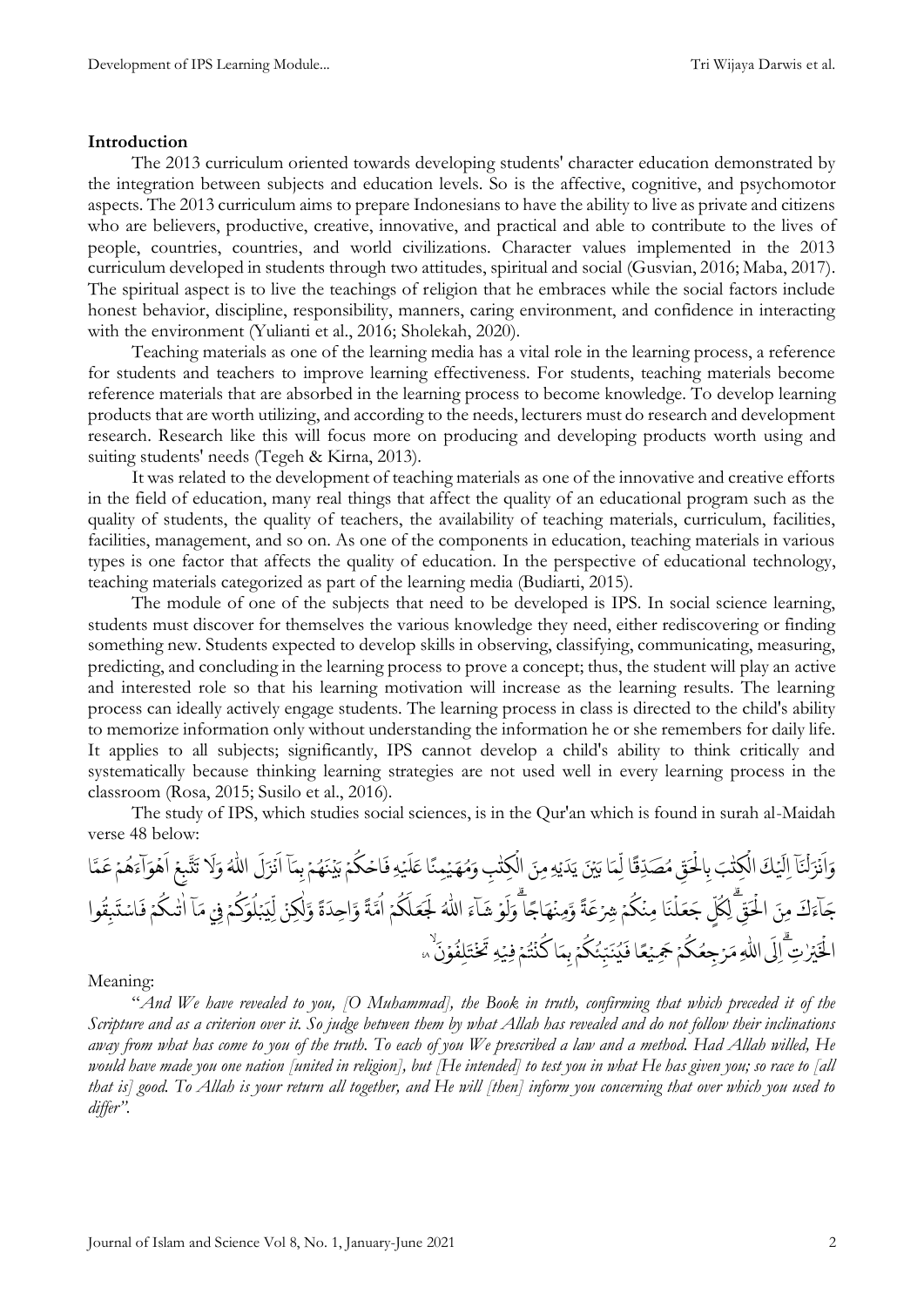**Introduction**

The 2013 curriculum oriented towards developing students' character education demonstrated by the integration between subjects and education levels. So is the affective, cognitive, and psychomotor aspects. The 2013 curriculum aims to prepare Indonesians to have the ability to live as private and citizens who are believers, productive, creative, innovative, and practical and able to contribute to the lives of people, countries, countries, and world civilizations. Character values implemented in the 2013 curriculum developed in students through two attitudes, spiritual and social (Gusvian, 2016; Maba, 2017). The spiritual aspect is to live the teachings of religion that he embraces while the social factors include honest behavior, discipline, responsibility, manners, caring environment, and confidence in interacting with the environment (Yulianti et al., 2016; Sholekah, 2020).

Teaching materials as one of the learning media has a vital role in the learning process, a reference for students and teachers to improve learning effectiveness. For students, teaching materials become reference materials that are absorbed in the learning process to become knowledge. To develop learning products that are worth utilizing, and according to the needs, lecturers must do research and development research. Research like this will focus more on producing and developing products worth using and suiting students' needs (Tegeh & Kirna, 2013).

It was related to the development of teaching materials as one of the innovative and creative efforts in the field of education, many real things that affect the quality of an educational program such as the quality of students, the quality of teachers, the availability of teaching materials, curriculum, facilities, facilities, management, and so on. As one of the components in education, teaching materials in various types is one factor that affects the quality of education. In the perspective of educational technology, teaching materials categorized as part of the learning media (Budiarti, 2015).

The module of one of the subjects that need to be developed is IPS. In social science learning, students must discover for themselves the various knowledge they need, either rediscovering or finding something new. Students expected to develop skills in observing, classifying, communicating, measuring, predicting, and concluding in the learning process to prove a concept; thus, the student will play an active and interested role so that his learning motivation will increase as the learning results. The learning process can ideally actively engage students. The learning process in class is directed to the child's ability to memorize information only without understanding the information he or she remembers for daily life. It applies to all subjects; significantly, IPS cannot develop a child's ability to think critically and systematically because thinking learning strategies are not used well in every learning process in the classroom (Rosa, 2015; Susilo et al., 2016).

The study of IPS, which studies social sciences, is in the Qur'an which is found in surah al-Maidah verse 48 below:

وَاَنْزَلْنَآ اِلَيْكَ الْكِتٰبَ بِالْحَقِّ مُصَدِّقًا لِّمَا بَيْنَ يَدَيْهِ مِنَ الْكِتٰبِ وَمُهَيْمِنًا عَلَيْهِ فَاحْكُمْ بَيْنَهُمْ بِمَآ اَنْزَلَ اللّٰهُ وَلَا تَتَّبِعْ اَهْوَاۤءَهُمْ عَمَّا جَاۤءَكَ مِنَ الْحَقِّۗ لِكُلٍّ جَعَلْنَا مِنْكُمْ شِرْعَةً وَّمِنْهَاجًاۗ وَلَوْ شَاۤءَ اللّٰهُ لَجَعَلَكُمْ اُمَّةً وَّاحِدَةً وَّلٰكِنْ لِّيَبْلُوَكُمْ فِيْ مَآ اٰتٰىكُمْ فَاسْتَبِقُوا الْخَيْرٰتِۗ اِلَى اللّٰهِ مَرْجِعُكُمْ جَمِيْعًا فَيُنَبِّئُكُمْ بِمَا كُنْتُمْ فِيْهِ تَخْتَلِفُوْنَۙ ٤٨

Meaning:

"*And We have revealed to you, [O Muhammad], the Book in truth, confirming that which preceded it of the Scripture and as a criterion over it. So judge between them by what Allah has revealed and do not follow their inclinations away from what has come to you of the truth. To each of you We prescribed a law and a method. Had Allah willed, He would have made you one nation [united in religion], but [He intended] to test you in what He has given you; so race to [all that is] good. To Allah is your return all together, and He will [then] inform you concerning that over which you used to differ*".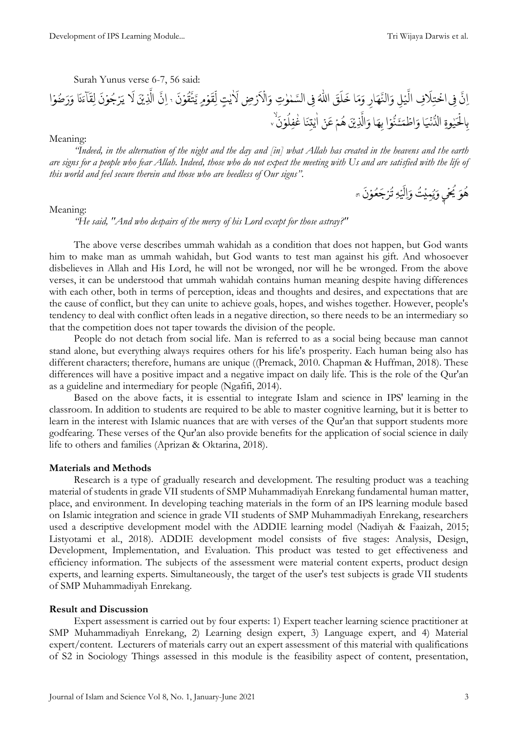Surah Yunus verse 6-7, 56 said:

اِنَّ فِى اخْتِلَافِ الَّيْلِ وَالنَّهَارِ وَمَا خَلَقَ اللّٰهُ فِى السَّمٰوٰتِ وَالْاَرْضِ لَاٰيٰتٍ لِّقَوْمٍ يَّتَّقُوْنَ ۝٦ اِنَّ الَّذِيْنَ لَا يَرْجُوْنَ لِقَاۤءَنَا وَرَضُوْا بِالْحَيٰوةِ الدُّنْيَا وَاطْمَـَٔنُّوْا بِهَا وَالَّذِيْنَ هُمْ عَنْ اٰيٰتِنَا غٰفِلُوْنَۙ ۝٧

Meaning:

*"Indeed, in the alternation of the night and the day and [in] what Allah has created in the heavens and the earth are signs for a people who fear Allah. Indeed, those who do not expect the meeting with Us and are satisfied with the life of this world and feel secure therein and those who are heedless of Our signs".*

هُوَ يُحْيٖ وَيُمِيْتُ وَاِلَيْهِ تُرْجَعُوْنَ ۝٥٦

Meaning:

*"He said, "And who despairs of the mercy of his Lord except for those astray?"*

The above verse describes ummah wahidah as a condition that does not happen, but God wants him to make man as ummah wahidah, but God wants to test man against his gift. And whosoever disbelieves in Allah and His Lord, he will not be wronged, nor will he be wronged. From the above verses, it can be understood that ummah wahidah contains human meaning despite having differences with each other, both in terms of perception, ideas and thoughts and desires, and expectations that are the cause of conflict, but they can unite to achieve goals, hopes, and wishes together. However, people's tendency to deal with conflict often leads in a negative direction, so there needs to be an intermediary so that the competition does not taper towards the division of the people.

People do not detach from social life. Man is referred to as a social being because man cannot stand alone, but everything always requires others for his life's prosperity. Each human being also has different characters; therefore, humans are unique ((Premack, 2010. Chapman & Huffman, 2018). These differences will have a positive impact and a negative impact on daily life. This is the role of the Qur'an as a guideline and intermediary for people (Ngafifi, 2014).

Based on the above facts, it is essential to integrate Islam and science in IPS' learning in the classroom. In addition to students are required to be able to master cognitive learning, but it is better to learn in the interest with Islamic nuances that are with verses of the Qur'an that support students more godfearing. These verses of the Qur'an also provide benefits for the application of social science in daily life to others and families (Aprizan & Oktarina, 2018).

## Materials and Methods

Research is a type of gradually research and development. The resulting product was a teaching material of students in grade VII students of SMP Muhammadiyah Enrekang fundamental human matter, place, and environment. In developing teaching materials in the form of an IPS learning module based on Islamic integration and science in grade VII students of SMP Muhammadiyah Enrekang, researchers used a descriptive development model with the ADDIE learning model (Nadiyah & Faaizah, 2015; Listyotami et al., 2018). ADDIE development model consists of five stages: Analysis, Design, Development, Implementation, and Evaluation. This product was tested to get effectiveness and efficiency information. The subjects of the assessment were material content experts, product design experts, and learning experts. Simultaneously, the target of the user's test subjects is grade VII students of SMP Muhammadiyah Enrekang.

## Result and Discussion

Expert assessment is carried out by four experts: 1) Expert teacher learning science practitioner at SMP Muhammadiyah Enrekang, 2) Learning design expert, 3) Language expert, and 4) Material expert/content. Lecturers of materials carry out an expert assessment of this material with qualifications of S2 in Sociology Things assessed in this module is the feasibility aspect of content, presentation,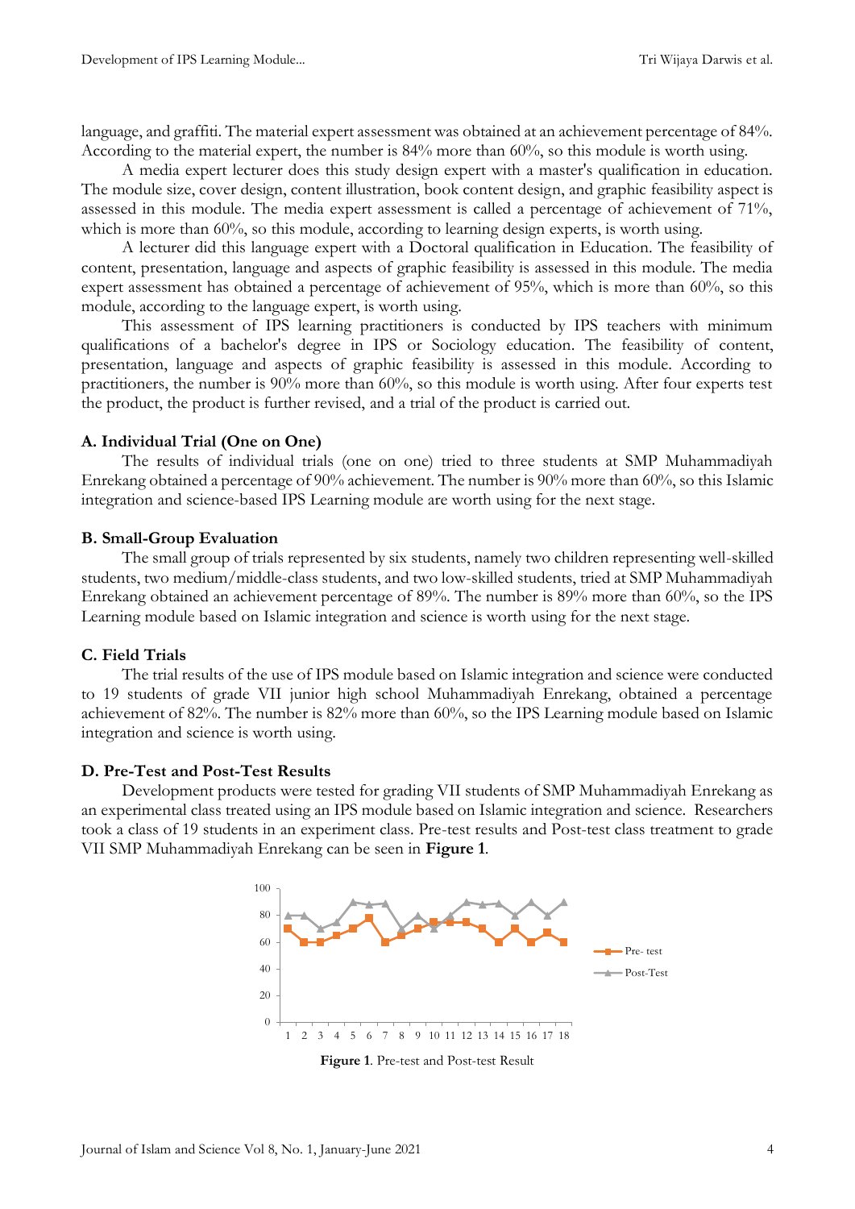language, and graffiti. The material expert assessment was obtained at an achievement percentage of 84%. According to the material expert, the number is 84% more than 60%, so this module is worth using.

A media expert lecturer does this study design expert with a master's qualification in education. The module size, cover design, content illustration, book content design, and graphic feasibility aspect is assessed in this module. The media expert assessment is called a percentage of achievement of 71%, which is more than 60%, so this module, according to learning design experts, is worth using.

A lecturer did this language expert with a Doctoral qualification in Education. The feasibility of content, presentation, language and aspects of graphic feasibility is assessed in this module. The media expert assessment has obtained a percentage of achievement of 95%, which is more than 60%, so this module, according to the language expert, is worth using.

This assessment of IPS learning practitioners is conducted by IPS teachers with minimum qualifications of a bachelor's degree in IPS or Sociology education. The feasibility of content, presentation, language and aspects of graphic feasibility is assessed in this module. According to practitioners, the number is 90% more than 60%, so this module is worth using. After four experts test the product, the product is further revised, and a trial of the product is carried out.

### A. Individual Trial (One on One)

The results of individual trials (one on one) tried to three students at SMP Muhammadiyah Enrekang obtained a percentage of 90% achievement. The number is 90% more than 60%, so this Islamic integration and science-based IPS Learning module are worth using for the next stage.

### B. Small-Group Evaluation

The small group of trials represented by six students, namely two children representing well-skilled students, two medium/middle-class students, and two low-skilled students, tried at SMP Muhammadiyah Enrekang obtained an achievement percentage of 89%. The number is 89% more than 60%, so the IPS Learning module based on Islamic integration and science is worth using for the next stage.

### C. Field Trials

The trial results of the use of IPS module based on Islamic integration and science were conducted to 19 students of grade VII junior high school Muhammadiyah Enrekang, obtained a percentage achievement of 82%. The number is 82% more than 60%, so the IPS Learning module based on Islamic integration and science is worth using.

### D. Pre-Test and Post-Test Results

Development products were tested for grading VII students of SMP Muhammadiyah Enrekang as an experimental class treated using an IPS module based on Islamic integration and science. Researchers took a class of 19 students in an experiment class. Pre-test results and Post-test class treatment to grade VII SMP Muhammadiyah Enrekang can be seen in **Figure 1**.

**Figure 1**. Pre-test and Post-test Result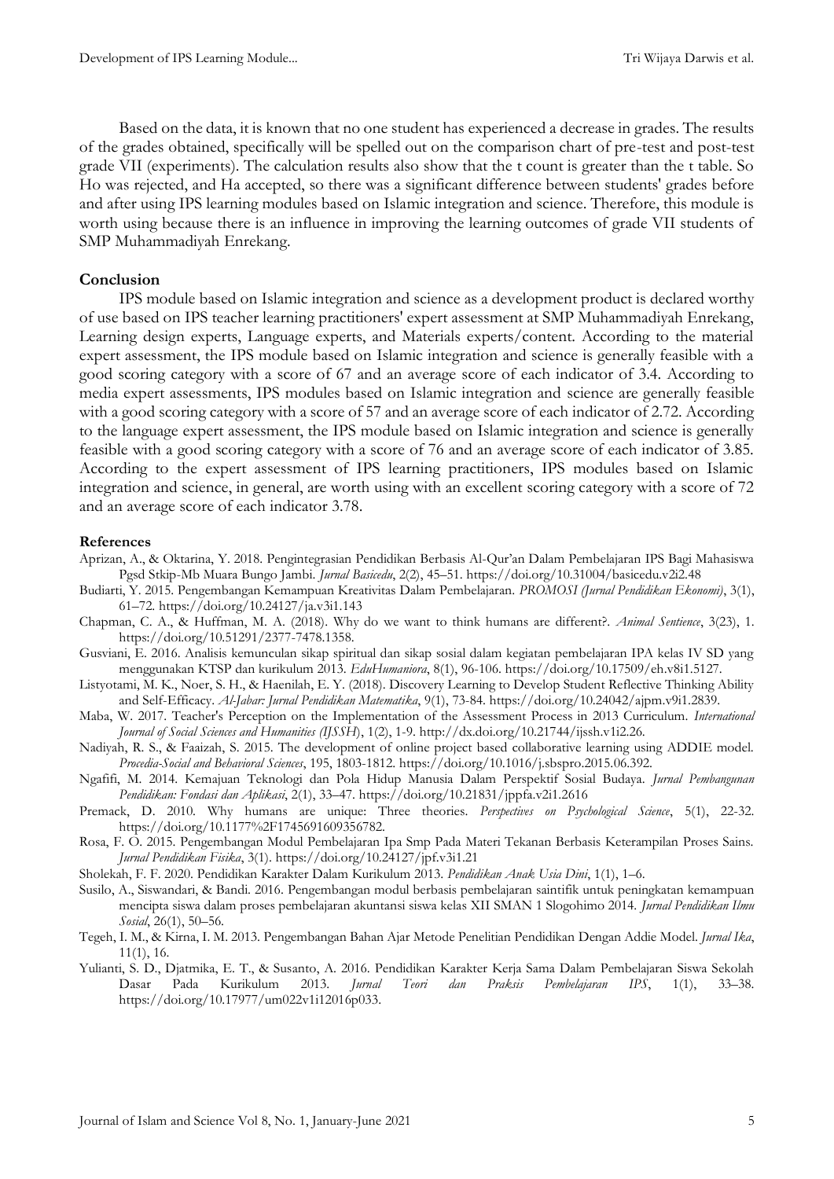Based on the data, it is known that no one student has experienced a decrease in grades. The results of the grades obtained, specifically will be spelled out on the comparison chart of pre-test and post-test grade VII (experiments). The calculation results also show that the t count is greater than the t table. So Ho was rejected, and Ha accepted, so there was a significant difference between students' grades before and after using IPS learning modules based on Islamic integration and science. Therefore, this module is worth using because there is an influence in improving the learning outcomes of grade VII students of SMP Muhammadiyah Enrekang.

## Conclusion

IPS module based on Islamic integration and science as a development product is declared worthy of use based on IPS teacher learning practitioners' expert assessment at SMP Muhammadiyah Enrekang, Learning design experts, Language experts, and Materials experts/content. According to the material expert assessment, the IPS module based on Islamic integration and science is generally feasible with a good scoring category with a score of 67 and an average score of each indicator of 3.4. According to media expert assessments, IPS modules based on Islamic integration and science are generally feasible with a good scoring category with a score of 57 and an average score of each indicator of 2.72. According to the language expert assessment, the IPS module based on Islamic integration and science is generally feasible with a good scoring category with a score of 76 and an average score of each indicator of 3.85. According to the expert assessment of IPS learning practitioners, IPS modules based on Islamic integration and science, in general, are worth using with an excellent scoring category with a score of 72 and an average score of each indicator 3.78.

## References

Aprizan, A., & Oktarina, Y. 2018. Pengintegrasian Pendidikan Berbasis Al-Qur'an Dalam Pembelajaran IPS Bagi Mahasiswa Pgsd Stkip-Mb Muara Bungo Jambi. *Jurnal Basicedu*, 2(2), 45–51. https://doi.org/10.31004/basicedu.v2i2.48

Budiarti, Y. 2015. Pengembangan Kemampuan Kreativitas Dalam Pembelajaran. *PROMOSI (Jurnal Pendidikan Ekonomi)*, 3(1), 61–72. https://doi.org/10.24127/ja.v3i1.143

Chapman, C. A., & Huffman, M. A. (2018). Why do we want to think humans are different?. *Animal Sentience*, 3(23), 1. https://doi.org/10.51291/2377-7478.1358.

Gusviani, E. 2016. Analisis kemunculan sikap spiritual dan sikap sosial dalam kegiatan pembelajaran IPA kelas IV SD yang menggunakan KTSP dan kurikulum 2013. *EduHumaniora*, 8(1), 96-106. https://doi.org/10.17509/eh.v8i1.5127.

Listyotami, M. K., Noer, S. H., & Haenilah, E. Y. (2018). Discovery Learning to Develop Student Reflective Thinking Ability and Self-Efficacy. *Al-Jabar: Jurnal Pendidikan Matematika*, 9(1), 73-84. https://doi.org/10.24042/ajpm.v9i1.2839.

Maba, W. 2017. Teacher's Perception on the Implementation of the Assessment Process in 2013 Curriculum. *International Journal of Social Sciences and Humanities (IJSSH)*, 1(2), 1-9. http://dx.doi.org/10.21744/ijssh.v1i2.26.

Nadiyah, R. S., & Faaizah, S. 2015. The development of online project based collaborative learning using ADDIE model. *Procedia-Social and Behavioral Sciences*, 195, 1803-1812. https://doi.org/10.1016/j.sbspro.2015.06.392.

Ngafifi, M. 2014. Kemajuan Teknologi dan Pola Hidup Manusia Dalam Perspektif Sosial Budaya. *Jurnal Pembangunan Pendidikan: Fondasi dan Aplikasi*, 2(1), 33–47. https://doi.org/10.21831/jppfa.v2i1.2616

Premack, D. 2010. Why humans are unique: Three theories. *Perspectives on Psychological Science*, 5(1), 22-32. https://doi.org/10.1177%2F1745691609356782.

Rosa, F. O. 2015. Pengembangan Modul Pembelajaran Ipa Smp Pada Materi Tekanan Berbasis Keterampilan Proses Sains. *Jurnal Pendidikan Fisika*, 3(1). https://doi.org/10.24127/jpf.v3i1.21

Sholekah, F. F. 2020. Pendidikan Karakter Dalam Kurikulum 2013. *Pendidikan Anak Usia Dini*, 1(1), 1–6.

Susilo, A., Siswandari, & Bandi. 2016. Pengembangan modul berbasis pembelajaran saintifik untuk peningkatan kemampuan mencipta siswa dalam proses pembelajaran akuntansi siswa kelas XII SMAN 1 Slogohimo 2014. *Jurnal Pendidikan Ilmu Sosial*, 26(1), 50–56.

Tegeh, I. M., & Kirna, I. M. 2013. Pengembangan Bahan Ajar Metode Penelitian Pendidikan Dengan Addie Model. *Jurnal Ika*, 11(1), 16.

Yulianti, S. D., Djatmika, E. T., & Susanto, A. 2016. Pendidikan Karakter Kerja Sama Dalam Pembelajaran Siswa Sekolah Dasar Pada Kurikulum 2013. *Jurnal Teori dan Praksis Pembelajaran IPS*, 1(1), 33–38. https://doi.org/10.17977/um022v1i12016p033.